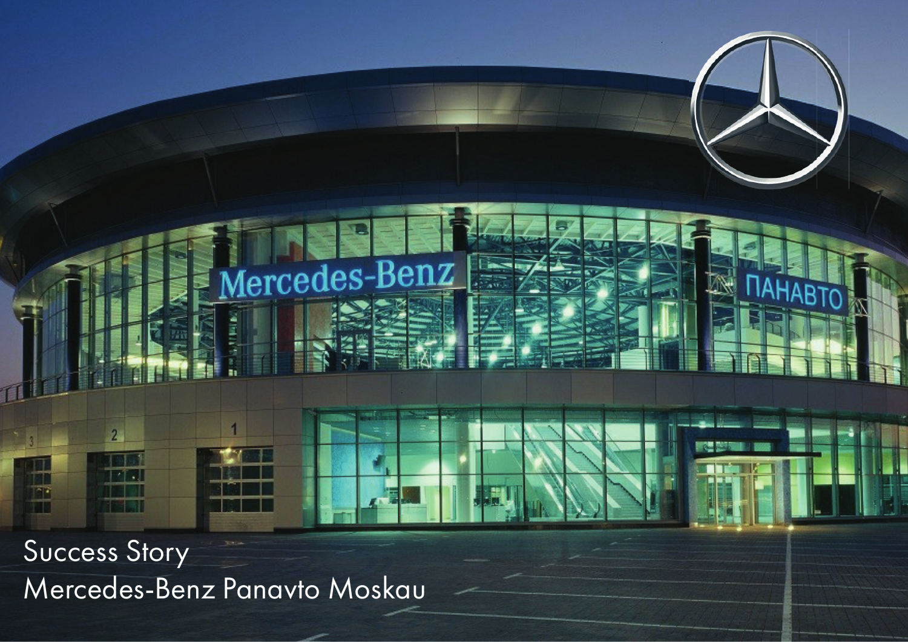Success Story
Mercedes-Benz Panavto Moskau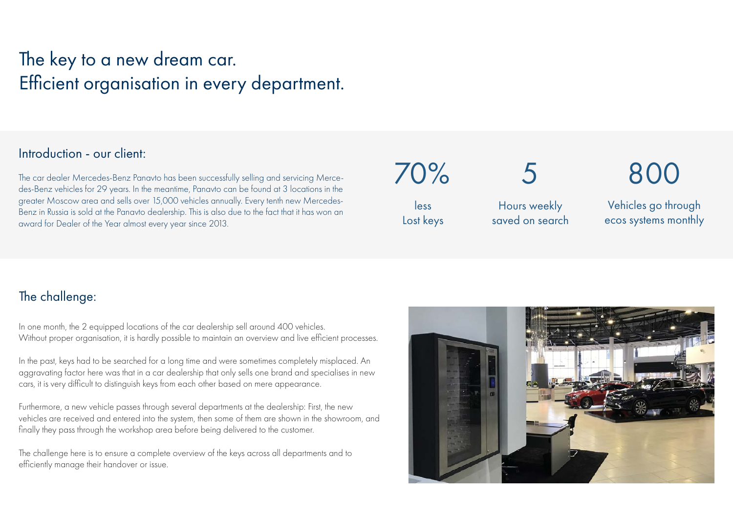# The key to a new dream car. Efficient organisation in every department.

## Introduction - our client:

The car dealer Mercedes-Benz Panavto has been successfully selling and servicing Mercedes-Benz vehicles for 29 years. In the meantime, Panavto can be found at 3 locations in the greater Moscow area and sells over 15,000 vehicles annually. Every tenth new Mercedes-Benz in Russia is sold at the Panavto dealership. This is also due to the fact that it has won an award for Dealer of the Year almost every year since 2013.

70%

less Lost keys

5

Hours weekly saved on search

800

Vehicles go through ecos systems monthly

## The challenge:

In one month, the 2 equipped locations of the car dealership sell around 400 vehicles. Without proper organisation, it is hardly possible to maintain an overview and live efficient processes.

In the past, keys had to be searched for a long time and were sometimes completely misplaced. An aggravating factor here was that in a car dealership that only sells one brand and specialises in new cars, it is very difficult to distinguish keys from each other based on mere appearance.

Furthermore, a new vehicle passes through several departments at the dealership: First, the new vehicles are received and entered into the system, then some of them are shown in the showroom, and finally they pass through the workshop area before being delivered to the customer.

The challenge here is to ensure a complete overview of the keys across all departments and to efficiently manage their handover or issue.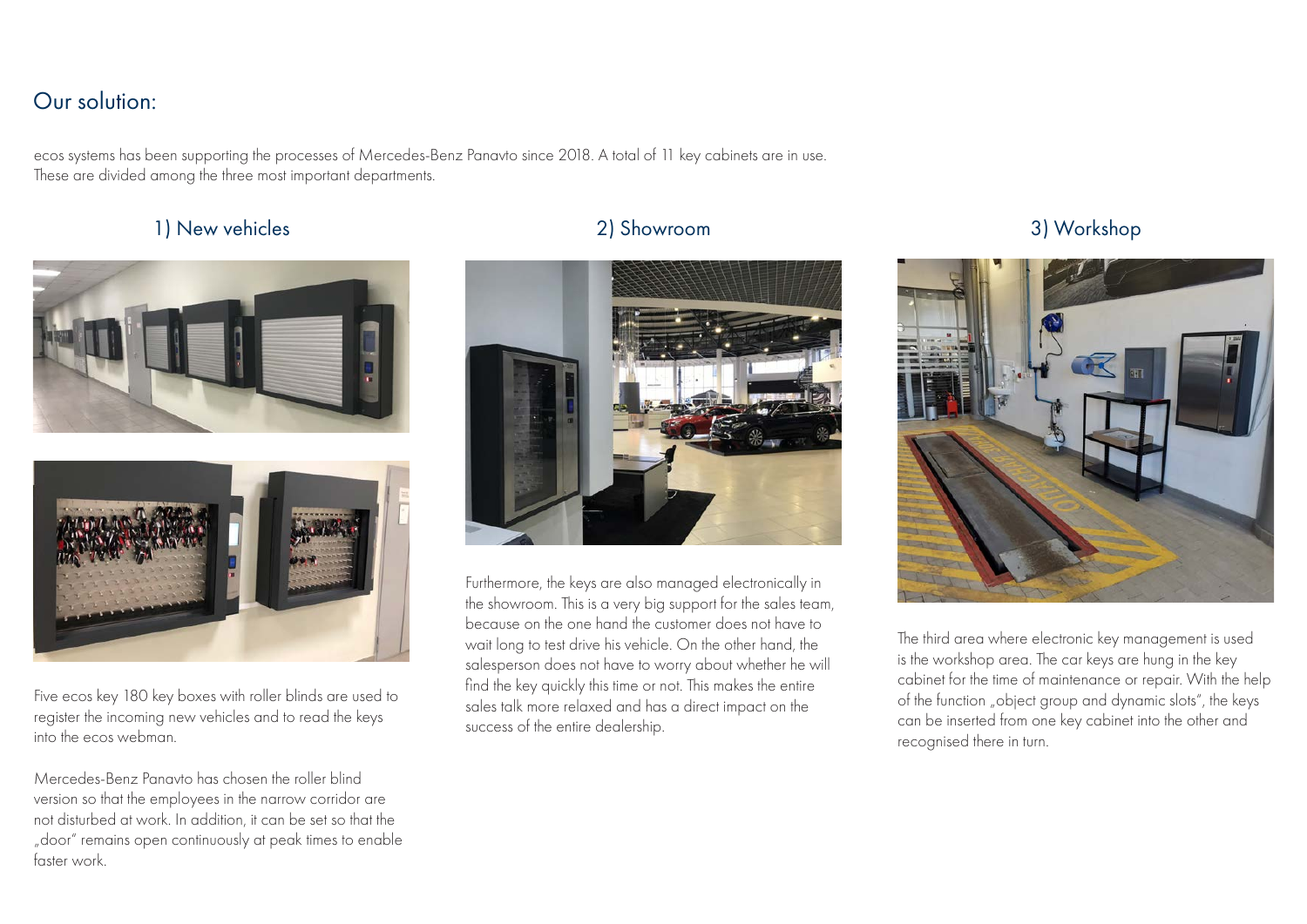## Our solution:

ecos systems has been supporting the processes of Mercedes-Benz Panavto since 2018. A total of 11 key cabinets are in use. These are divided among the three most important departments.

### 1) New vehicles

Five ecos key 180 key boxes with roller blinds are used to register the incoming new vehicles and to read the keys into the ecos webman.

Mercedes-Benz Panavto has chosen the roller blind version so that the employees in the narrow corridor are not disturbed at work. In addition, it can be set so that the „door" remains open continuously at peak times to enable faster work.

### 2) Showroom

Furthermore, the keys are also managed electronically in the showroom. This is a very big support for the sales team, because on the one hand the customer does not have to wait long to test drive his vehicle. On the other hand, the salesperson does not have to worry about whether he will find the key quickly this time or not. This makes the entire sales talk more relaxed and has a direct impact on the success of the entire dealership.

### 3) Workshop

The third area where electronic key management is used is the workshop area. The car keys are hung in the key cabinet for the time of maintenance or repair. With the help of the function „object group and dynamic slots", the keys can be inserted from one key cabinet into the other and recognised there in turn.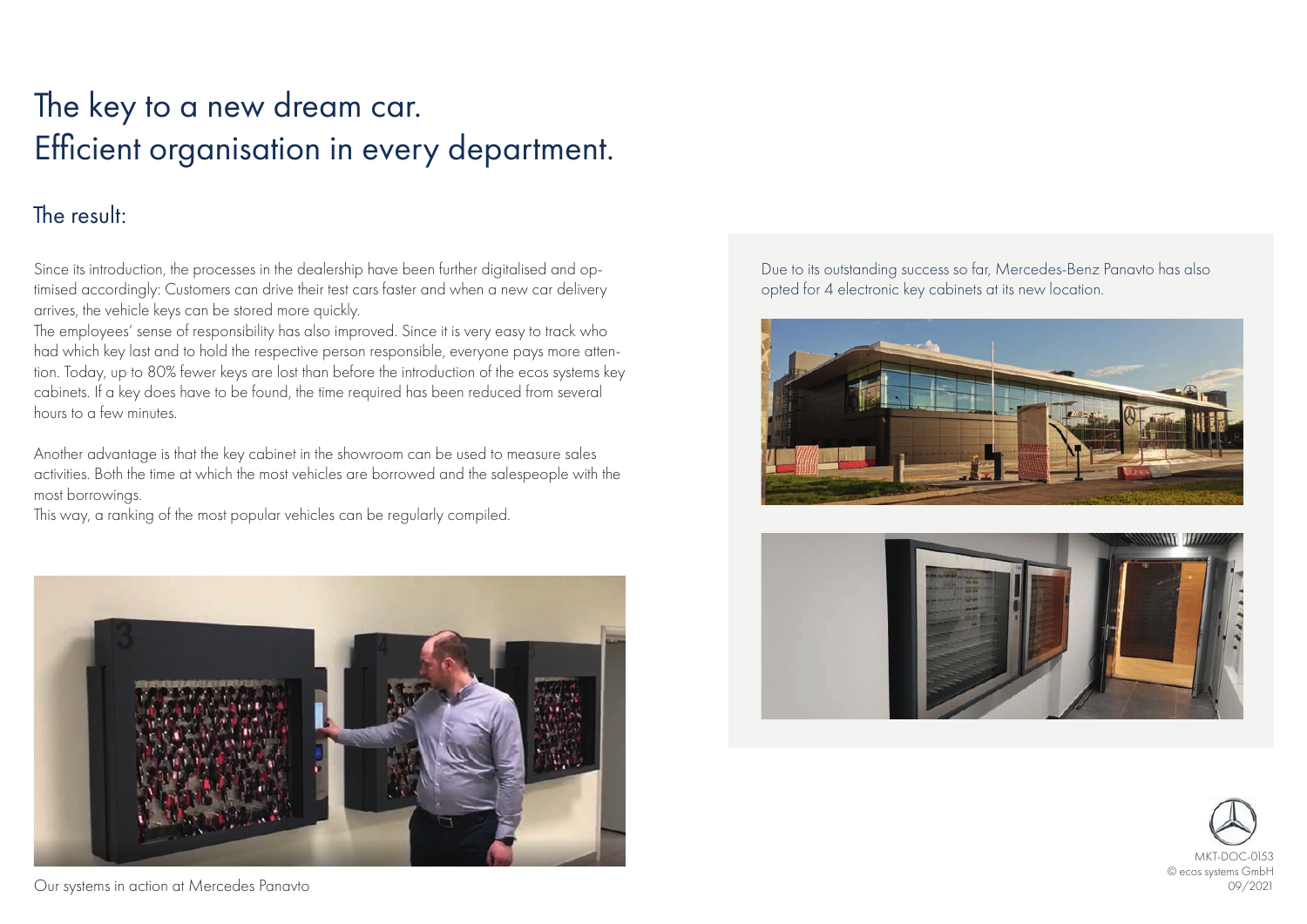# The key to a new dream car. Efficient organisation in every department.

## The result:

Since its introduction, the processes in the dealership have been further digitalised and optimised accordingly: Customers can drive their test cars faster and when a new car delivery arrives, the vehicle keys can be stored more quickly.
The employees' sense of responsibility has also improved. Since it is very easy to track who had which key last and to hold the respective person responsible, everyone pays more attention. Today, up to 80% fewer keys are lost than before the introduction of the ecos systems key cabinets. If a key does have to be found, the time required has been reduced from several hours to a few minutes.

Another advantage is that the key cabinet in the showroom can be used to measure sales activities. Both the time at which the most vehicles are borrowed and the salespeople with the most borrowings.
This way, a ranking of the most popular vehicles can be regularly compiled.

Our systems in action at Mercedes Panavto

Due to its outstanding success so far, Mercedes-Benz Panavto has also opted for 4 electronic key cabinets at its new location.

MKT-DOC-0153
© ecos systems GmbH
09/2021